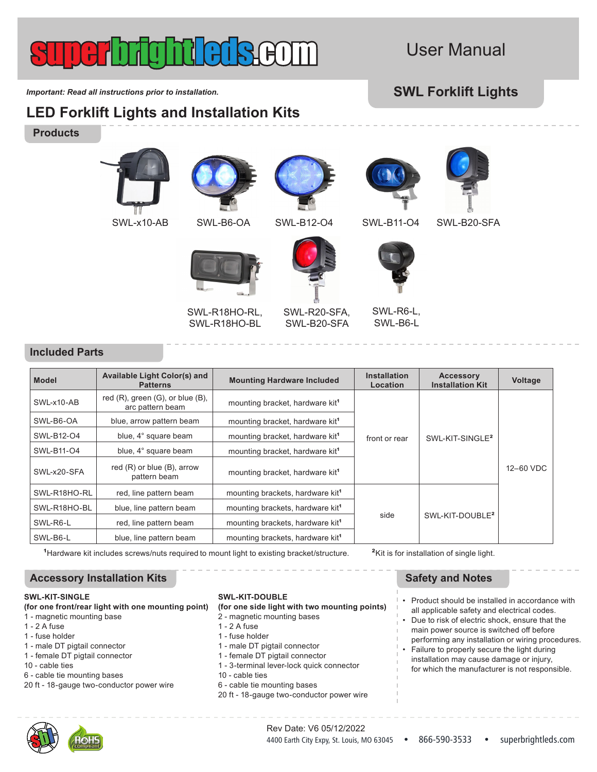# User Manual

## SWL Forklift Lights

*Important: Read all instructions prior to installation.*

# LED Forklift Lights and Installation Kits

## Products

SWL-x10-AB

SWL-B6-OA

SWL-B12-O4

SWL-B11-O4

SWL-B20-SFA

SWL-R18HO-RL, SWL-R18HO-BL

SWL-R20-SFA, SWL-B20-SFA

SWL-R6-L, SWL-B6-L

## Included Parts

| Model | Available Light Color(s) and Patterns | Mounting Hardware Included | Installation Location | Accessory Installation Kit | Voltage |
|---|---|---|---|---|---|
| SWL-x10-AB | red (R), green (G), or blue (B), arc pattern beam | mounting bracket, hardware kit[1] | front or rear | SWL-KIT-SINGLE[2] | 12–60 VDC |
| SWL-B6-OA | blue, arrow pattern beam | mounting bracket, hardware kit[1] | | | |
| SWL-B12-O4 | blue, 4° square beam | mounting bracket, hardware kit[1] | | | |
| SWL-B11-O4 | blue, 4° square beam | mounting bracket, hardware kit[1] | | | |
| SWL-x20-SFA | red (R) or blue (B), arrow pattern beam | mounting bracket, hardware kit[1] | | | |
| SWL-R18HO-RL | red, line pattern beam | mounting brackets, hardware kit[1] | side | SWL-KIT-DOUBLE[2] | |
| SWL-R18HO-BL | blue, line pattern beam | mounting brackets, hardware kit[1] | | | |
| SWL-R6-L | red, line pattern beam | mounting brackets, hardware kit[1] | | | |
| SWL-B6-L | blue, line pattern beam | mounting brackets, hardware kit[1] | | | |

[1]Hardware kit includes screws/nuts required to mount light to existing bracket/structure.

[2]Kit is for installation of single light.

## Accessory Installation Kits

**SWL-KIT-SINGLE**
**(for one front/rear light with one mounting point)**

1 - magnetic mounting base
1 - 2 A fuse
1 - fuse holder
1 - male DT pigtail connector
1 - female DT pigtail connector
10 - cable ties
6 - cable tie mounting bases
20 ft - 18-gauge two-conductor power wire

**SWL-KIT-DOUBLE**
**(for one side light with two mounting points)**

2 - magnetic mounting bases
1 - 2 A fuse
1 - fuse holder
1 - male DT pigtail connector
1 - female DT pigtail connector
1 - 3-terminal lever-lock quick connector
10 - cable ties
6 - cable tie mounting bases
20 ft - 18-gauge two-conductor power wire

## Safety and Notes

- Product should be installed in accordance with all applicable safety and electrical codes.
- Due to risk of electric shock, ensure that the main power source is switched off before performing any installation or wiring procedures.
- Failure to properly secure the light during installation may cause damage or injury, for which the manufacturer is not responsible.

Rev Date: V6 05/12/2022
4400 Earth City Expy, St. Louis, MO 63045 • 866-590-3533 • superbrightleds.com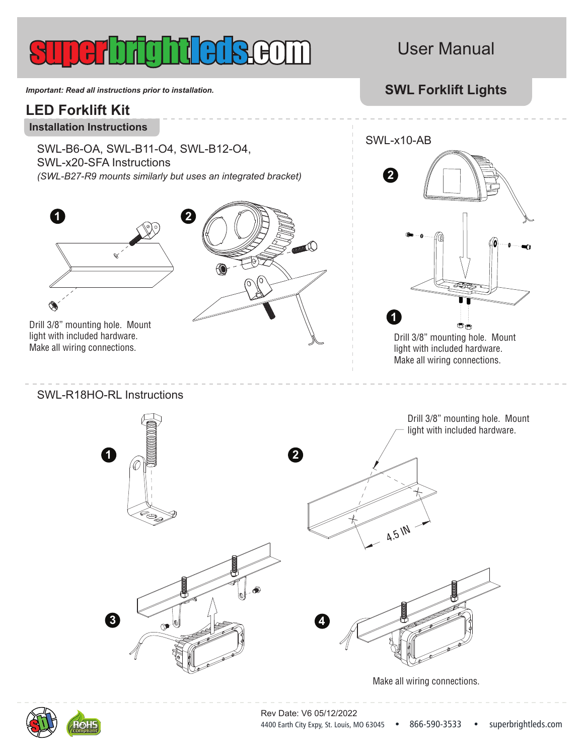# superbrightleds.com

User Manual

## SWL Forklift Lights

*Important: Read all instructions prior to installation.*

## LED Forklift Kit

### Installation Instructions

SWL-B6-OA, SWL-B11-O4, SWL-B12-O4, SWL-x20-SFA Instructions

*(SWL-B27-R9 mounts similarly but uses an integrated bracket)*

1

2

Drill 3/8" mounting hole. Mount light with included hardware. Make all wiring connections.

SWL-x10-AB

2

1

Drill 3/8" mounting hole. Mount light with included hardware. Make all wiring connections.

SWL-R18HO-RL Instructions

1

2

Drill 3/8" mounting hole. Mount light with included hardware.

4.5 IN

3

4

Make all wiring connections.

Rev Date: V6 05/12/2022

4400 Earth City Expy, St. Louis, MO 63045 • 866-590-3533 • superbrightleds.com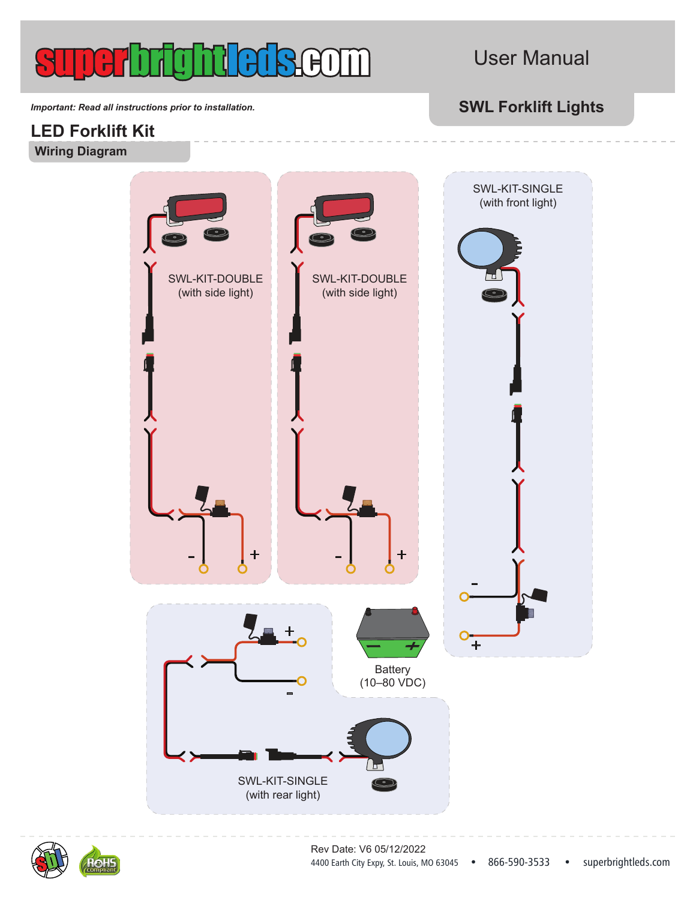# LED Forklift Kit

**SWL Forklift Lights**

User Manual

*Important: Read all instructions prior to installation.*

## Wiring Diagram

SWL-KIT-DOUBLE
(with side light)

SWL-KIT-DOUBLE
(with side light)

SWL-KIT-SINGLE
(with front light)

Battery
(10–80 VDC)

SWL-KIT-SINGLE
(with rear light)

Rev Date: V6 05/12/2022
4400 Earth City Expy, St. Louis, MO 63045 • 866-590-3533 • superbrightleds.com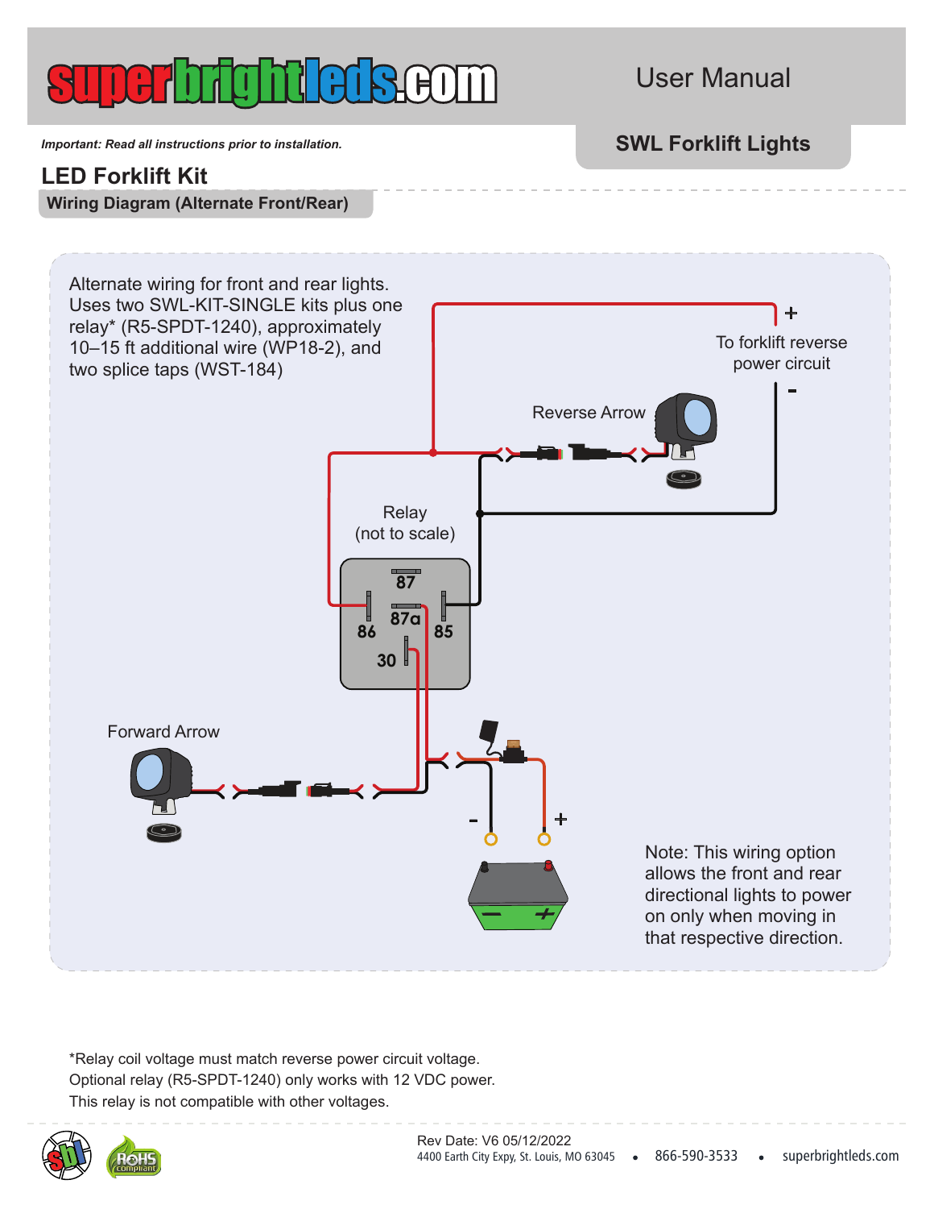superbrightleds.com

User Manual

**SWL Forklift Lights**

***Important: Read all instructions prior to installation.***

## LED Forklift Kit

### Wiring Diagram (Alternate Front/Rear)

Alternate wiring for front and rear lights. Uses two SWL-KIT-SINGLE kits plus one relay* (R5-SPDT-1240), approximately 10–15 ft additional wire (WP18-2), and two splice taps (WST-184)

+

To forklift reverse power circuit

-

Reverse Arrow

Relay (not to scale)

87

87a

86

85

30

Forward Arrow

-

+

Note: This wiring option allows the front and rear directional lights to power on only when moving in that respective direction.

*Relay coil voltage must match reverse power circuit voltage.
Optional relay (R5-SPDT-1240) only works with 12 VDC power.
This relay is not compatible with other voltages.

Rev Date: V6 05/12/2022
4400 Earth City Expy, St. Louis, MO 63045 • 866-590-3533 • superbrightleds.com